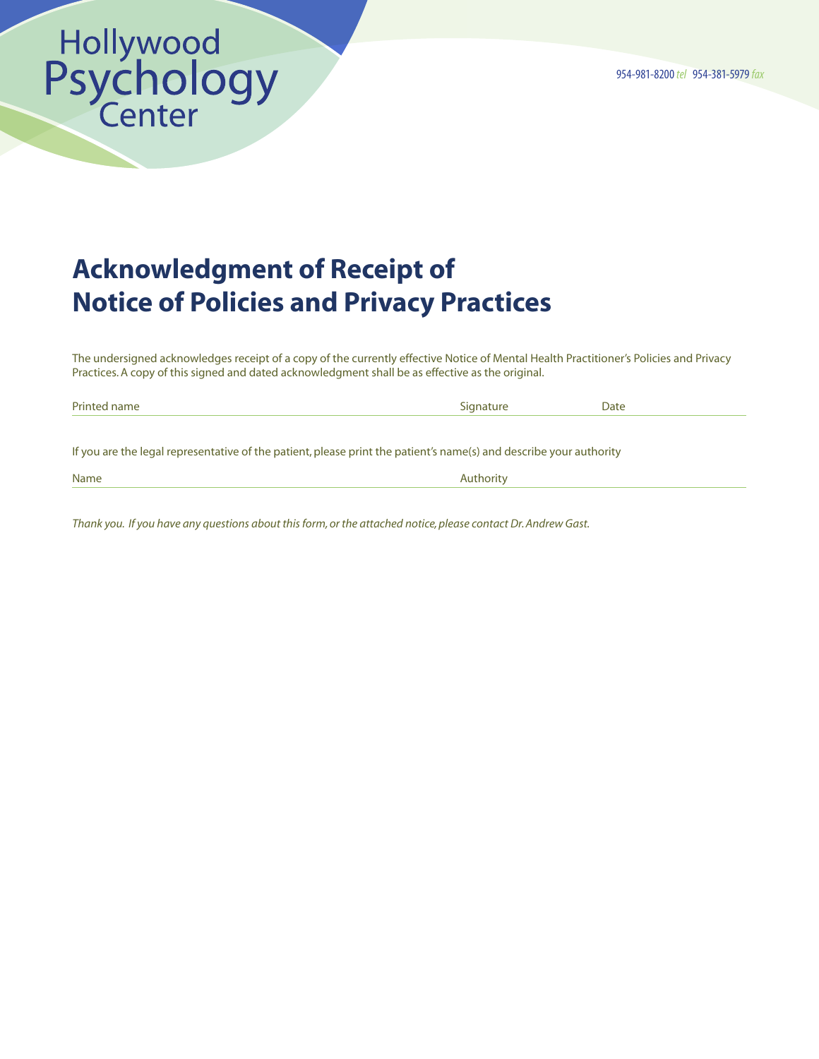Hollywood Psychology Center

954-981-8200 *tel* 954-381-5979 *fax*

# Acknowledgment of Receipt of Notice of Policies and Privacy Practices

The undersigned acknowledges receipt of a copy of the currently effective Notice of Mental Health Practitioner's Policies and Privacy Practices. A copy of this signed and dated acknowledgment shall be as effective as the original.

Printed name \_\_\_\_\_\_\_\_\_\_\_\_\_\_\_\_\_\_\_\_ Signature \_\_\_\_\_\_\_\_\_\_\_\_ Date \_\_\_\_\_\_\_\_\_\_

If you are the legal representative of the patient, please print the patient's name(s) and describe your authority

Name \_\_\_\_\_\_\_\_\_\_\_\_\_\_\_\_\_\_\_\_ Authority \_\_\_\_\_\_\_\_\_\_\_\_\_\_\_\_\_\_\_\_

*Thank you. If you have any questions about this form, or the attached notice, please contact Dr. Andrew Gast.*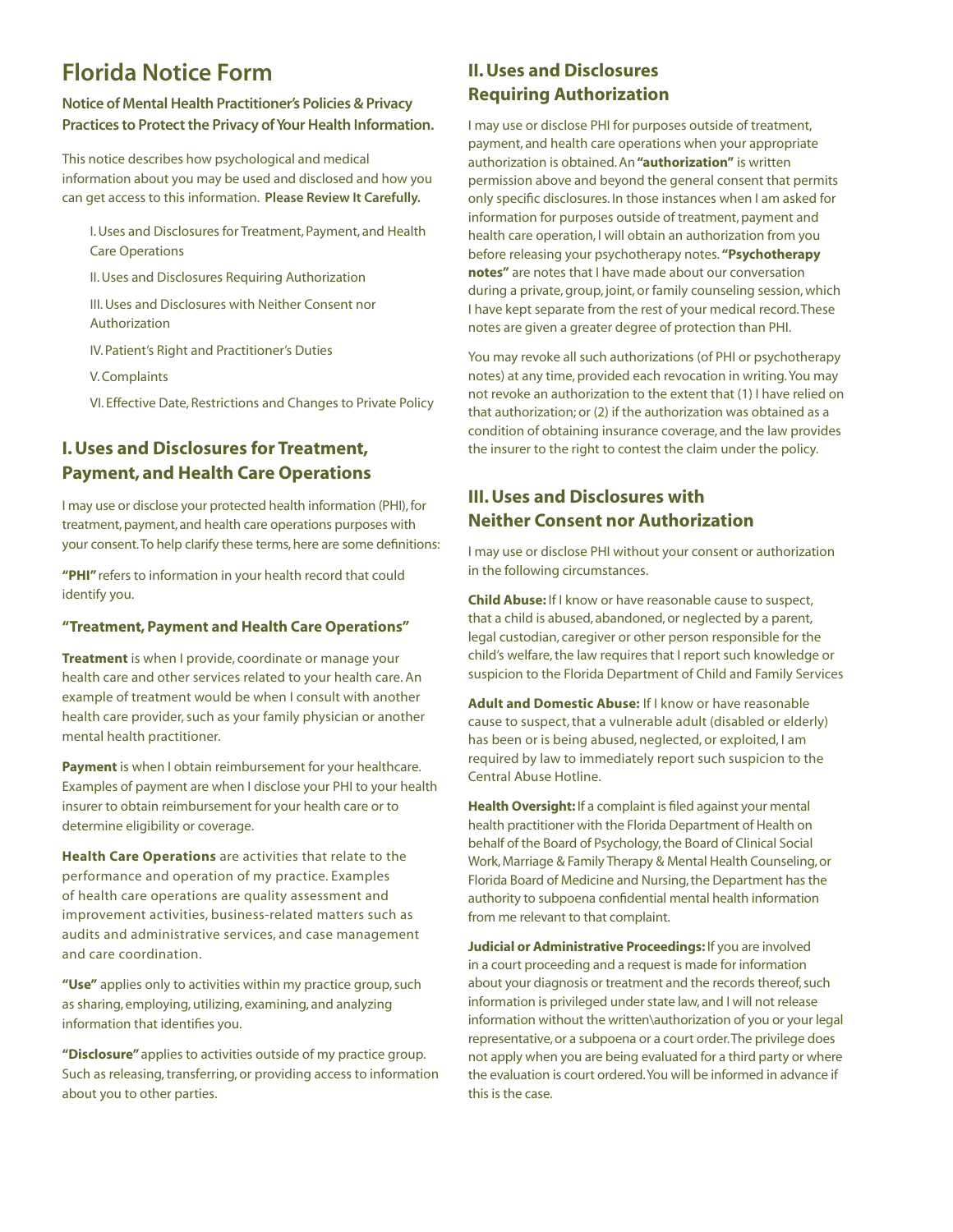# Florida Notice Form

**Notice of Mental Health Practitioner's Policies & Privacy Practices to Protect the Privacy of Your Health Information.**

This notice describes how psychological and medical information about you may be used and disclosed and how you can get access to this information. **Please Review It Carefully.**

I. Uses and Disclosures for Treatment, Payment, and Health Care Operations

II. Uses and Disclosures Requiring Authorization

III. Uses and Disclosures with Neither Consent nor Authorization

IV. Patient's Right and Practitioner's Duties

V. Complaints

VI. Effective Date, Restrictions and Changes to Private Policy

## I. Uses and Disclosures for Treatment, Payment, and Health Care Operations

I may use or disclose your protected health information (PHI), for treatment, payment, and health care operations purposes with your consent. To help clarify these terms, here are some definitions:

**"PHI"** refers to information in your health record that could identify you.

### "Treatment, Payment and Health Care Operations"

**Treatment** is when I provide, coordinate or manage your health care and other services related to your health care. An example of treatment would be when I consult with another health care provider, such as your family physician or another mental health practitioner.

**Payment** is when I obtain reimbursement for your healthcare. Examples of payment are when I disclose your PHI to your health insurer to obtain reimbursement for your health care or to determine eligibility or coverage.

**Health Care Operations** are activities that relate to the performance and operation of my practice. Examples of health care operations are quality assessment and improvement activities, business-related matters such as audits and administrative services, and case management and care coordination.

**"Use"** applies only to activities within my practice group, such as sharing, employing, utilizing, examining, and analyzing information that identifies you.

**"Disclosure"** applies to activities outside of my practice group. Such as releasing, transferring, or providing access to information about you to other parties.

## II. Uses and Disclosures Requiring Authorization

I may use or disclose PHI for purposes outside of treatment, payment, and health care operations when your appropriate authorization is obtained. An **"authorization"** is written permission above and beyond the general consent that permits only specific disclosures. In those instances when I am asked for information for purposes outside of treatment, payment and health care operation, I will obtain an authorization from you before releasing your psychotherapy notes. **"Psychotherapy notes"** are notes that I have made about our conversation during a private, group, joint, or family counseling session, which I have kept separate from the rest of your medical record. These notes are given a greater degree of protection than PHI.

You may revoke all such authorizations (of PHI or psychotherapy notes) at any time, provided each revocation in writing. You may not revoke an authorization to the extent that (1) I have relied on that authorization; or (2) if the authorization was obtained as a condition of obtaining insurance coverage, and the law provides the insurer to the right to contest the claim under the policy.

## III. Uses and Disclosures with Neither Consent nor Authorization

I may use or disclose PHI without your consent or authorization in the following circumstances.

**Child Abuse:** If I know or have reasonable cause to suspect, that a child is abused, abandoned, or neglected by a parent, legal custodian, caregiver or other person responsible for the child's welfare, the law requires that I report such knowledge or suspicion to the Florida Department of Child and Family Services

**Adult and Domestic Abuse:** If I know or have reasonable cause to suspect, that a vulnerable adult (disabled or elderly) has been or is being abused, neglected, or exploited, I am required by law to immediately report such suspicion to the Central Abuse Hotline.

**Health Oversight:** If a complaint is filed against your mental health practitioner with the Florida Department of Health on behalf of the Board of Psychology, the Board of Clinical Social Work, Marriage & Family Therapy & Mental Health Counseling, or Florida Board of Medicine and Nursing, the Department has the authority to subpoena confidential mental health information from me relevant to that complaint.

**Judicial or Administrative Proceedings:** If you are involved in a court proceeding and a request is made for information about your diagnosis or treatment and the records thereof, such information is privileged under state law, and I will not release information without the written\authorization of you or your legal representative, or a subpoena or a court order. The privilege does not apply when you are being evaluated for a third party or where the evaluation is court ordered. You will be informed in advance if this is the case.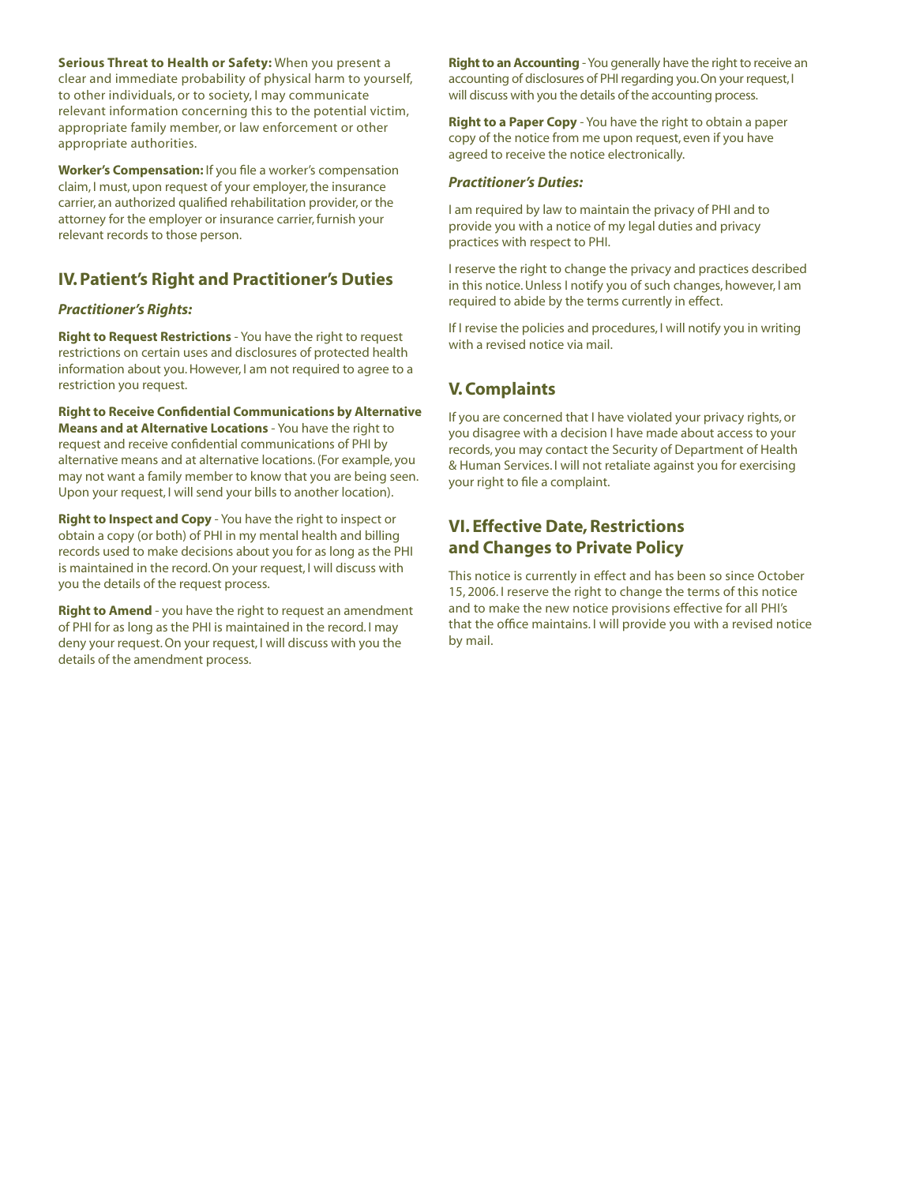**Serious Threat to Health or Safety:** When you present a clear and immediate probability of physical harm to yourself, to other individuals, or to society, I may communicate relevant information concerning this to the potential victim, appropriate family member, or law enforcement or other appropriate authorities.

**Worker's Compensation:** If you file a worker's compensation claim, I must, upon request of your employer, the insurance carrier, an authorized qualified rehabilitation provider, or the attorney for the employer or insurance carrier, furnish your relevant records to those person.

## IV. Patient's Right and Practitioner's Duties

***Practitioner's Rights:***

**Right to Request Restrictions** - You have the right to request restrictions on certain uses and disclosures of protected health information about you. However, I am not required to agree to a restriction you request.

**Right to Receive Confidential Communications by Alternative Means and at Alternative Locations** - You have the right to request and receive confidential communications of PHI by alternative means and at alternative locations. (For example, you may not want a family member to know that you are being seen. Upon your request, I will send your bills to another location).

**Right to Inspect and Copy** - You have the right to inspect or obtain a copy (or both) of PHI in my mental health and billing records used to make decisions about you for as long as the PHI is maintained in the record. On your request, I will discuss with you the details of the request process.

**Right to Amend** - you have the right to request an amendment of PHI for as long as the PHI is maintained in the record. I may deny your request. On your request, I will discuss with you the details of the amendment process.

**Right to an Accounting** - You generally have the right to receive an accounting of disclosures of PHI regarding you. On your request, I will discuss with you the details of the accounting process.

**Right to a Paper Copy** - You have the right to obtain a paper copy of the notice from me upon request, even if you have agreed to receive the notice electronically.

***Practitioner's Duties:***

I am required by law to maintain the privacy of PHI and to provide you with a notice of my legal duties and privacy practices with respect to PHI.

I reserve the right to change the privacy and practices described in this notice. Unless I notify you of such changes, however, I am required to abide by the terms currently in effect.

If I revise the policies and procedures, I will notify you in writing with a revised notice via mail.

## V. Complaints

If you are concerned that I have violated your privacy rights, or you disagree with a decision I have made about access to your records, you may contact the Security of Department of Health & Human Services. I will not retaliate against you for exercising your right to file a complaint.

## VI. Effective Date, Restrictions and Changes to Private Policy

This notice is currently in effect and has been so since October 15, 2006. I reserve the right to change the terms of this notice and to make the new notice provisions effective for all PHI's that the office maintains. I will provide you with a revised notice by mail.